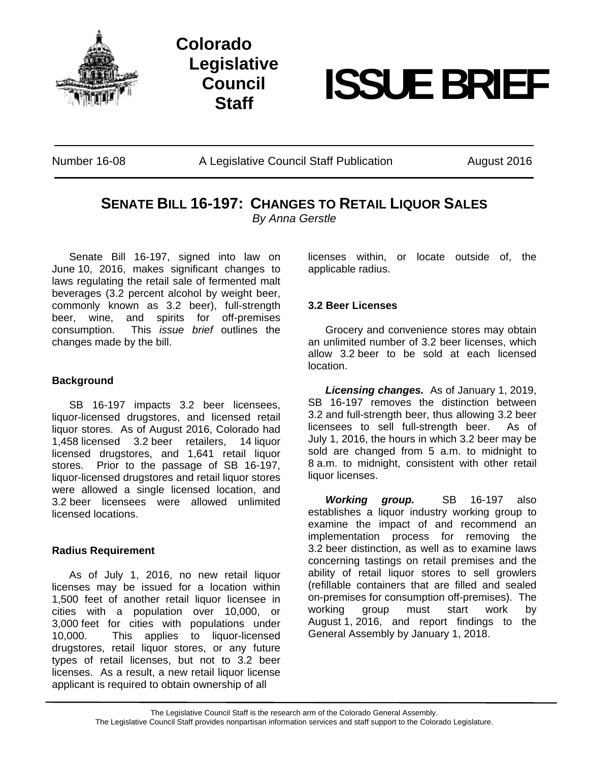Colorado Legislative Council Staff

# ISSUE BRIEF

Number 16-08 | A Legislative Council Staff Publication | August 2016

## SENATE BILL 16-197: CHANGES TO RETAIL LIQUOR SALES

*By Anna Gerstle*

Senate Bill 16-197, signed into law on June 10, 2016, makes significant changes to laws regulating the retail sale of fermented malt beverages (3.2 percent alcohol by weight beer, commonly known as 3.2 beer), full-strength beer, wine, and spirits for off-premises consumption. This *issue brief* outlines the changes made by the bill.

### Background

SB 16-197 impacts 3.2 beer licensees, liquor-licensed drugstores, and licensed retail liquor stores. As of August 2016, Colorado had 1,458 licensed 3.2 beer retailers, 14 liquor licensed drugstores, and 1,641 retail liquor stores. Prior to the passage of SB 16-197, liquor-licensed drugstores and retail liquor stores were allowed a single licensed location, and 3.2 beer licensees were allowed unlimited licensed locations.

### Radius Requirement

As of July 1, 2016, no new retail liquor licenses may be issued for a location within 1,500 feet of another retail liquor licensee in cities with a population over 10,000, or 3,000 feet for cities with populations under 10,000. This applies to liquor-licensed drugstores, retail liquor stores, or any future types of retail licenses, but not to 3.2 beer licenses. As a result, a new retail liquor license applicant is required to obtain ownership of all licenses within, or locate outside of, the applicable radius.

### 3.2 Beer Licenses

Grocery and convenience stores may obtain an unlimited number of 3.2 beer licenses, which allow 3.2 beer to be sold at each licensed location.

***Licensing changes.*** As of January 1, 2019, SB 16-197 removes the distinction between 3.2 and full-strength beer, thus allowing 3.2 beer licensees to sell full-strength beer. As of July 1, 2016, the hours in which 3.2 beer may be sold are changed from 5 a.m. to midnight to 8 a.m. to midnight, consistent with other retail liquor licenses.

***Working group.*** SB 16-197 also establishes a liquor industry working group to examine the impact of and recommend an implementation process for removing the 3.2 beer distinction, as well as to examine laws concerning tastings on retail premises and the ability of retail liquor stores to sell growlers (refillable containers that are filled and sealed on-premises for consumption off-premises). The working group must start work by August 1, 2016, and report findings to the General Assembly by January 1, 2018.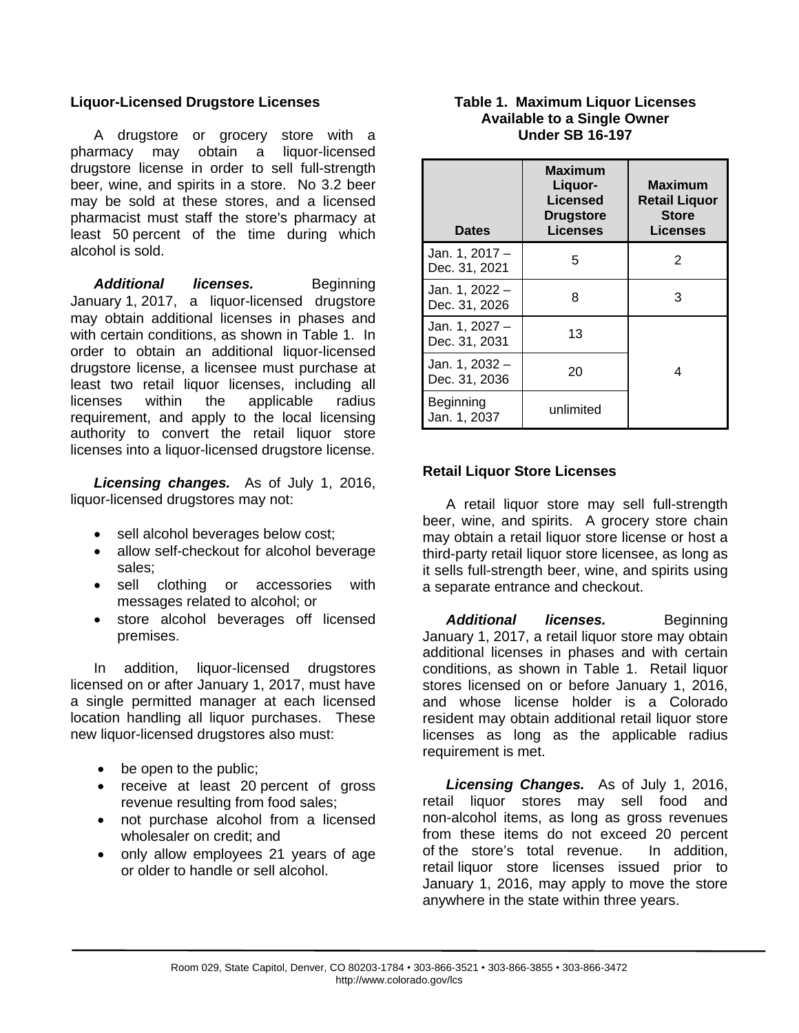## Liquor-Licensed Drugstore Licenses

A drugstore or grocery store with a pharmacy may obtain a liquor-licensed drugstore license in order to sell full-strength beer, wine, and spirits in a store. No 3.2 beer may be sold at these stores, and a licensed pharmacist must staff the store's pharmacy at least 50 percent of the time during which alcohol is sold.

***Additional licenses.*** Beginning January 1, 2017, a liquor-licensed drugstore may obtain additional licenses in phases and with certain conditions, as shown in Table 1. In order to obtain an additional liquor-licensed drugstore license, a licensee must purchase at least two retail liquor licenses, including all licenses within the applicable radius requirement, and apply to the local licensing authority to convert the retail liquor store licenses into a liquor-licensed drugstore license.

***Licensing changes.*** As of July 1, 2016, liquor-licensed drugstores may not:

- sell alcohol beverages below cost;
- allow self-checkout for alcohol beverage sales;
- sell clothing or accessories with messages related to alcohol; or
- store alcohol beverages off licensed premises.

In addition, liquor-licensed drugstores licensed on or after January 1, 2017, must have a single permitted manager at each licensed location handling all liquor purchases. These new liquor-licensed drugstores also must:

- be open to the public;
- receive at least 20 percent of gross revenue resulting from food sales;
- not purchase alcohol from a licensed wholesaler on credit; and
- only allow employees 21 years of age or older to handle or sell alcohol.

**Table 1. Maximum Liquor Licenses Available to a Single Owner Under SB 16-197**

| Dates | Maximum Liquor-Licensed Drugstore Licenses | Maximum Retail Liquor Store Licenses |
|---|---|---|
| Jan. 1, 2017 – Dec. 31, 2021 | 5 | 2 |
| Jan. 1, 2022 – Dec. 31, 2026 | 8 | 3 |
| Jan. 1, 2027 – Dec. 31, 2031 | 13 | 4 |
| Jan. 1, 2032 – Dec. 31, 2036 | 20 | |
| Beginning Jan. 1, 2037 | unlimited | |

## Retail Liquor Store Licenses

A retail liquor store may sell full-strength beer, wine, and spirits. A grocery store chain may obtain a retail liquor store license or host a third-party retail liquor store licensee, as long as it sells full-strength beer, wine, and spirits using a separate entrance and checkout.

***Additional licenses.*** Beginning January 1, 2017, a retail liquor store may obtain additional licenses in phases and with certain conditions, as shown in Table 1. Retail liquor stores licensed on or before January 1, 2016, and whose license holder is a Colorado resident may obtain additional retail liquor store licenses as long as the applicable radius requirement is met.

***Licensing Changes.*** As of July 1, 2016, retail liquor stores may sell food and non-alcohol items, as long as gross revenues from these items do not exceed 20 percent of the store's total revenue. In addition, retail liquor store licenses issued prior to January 1, 2016, may apply to move the store anywhere in the state within three years.